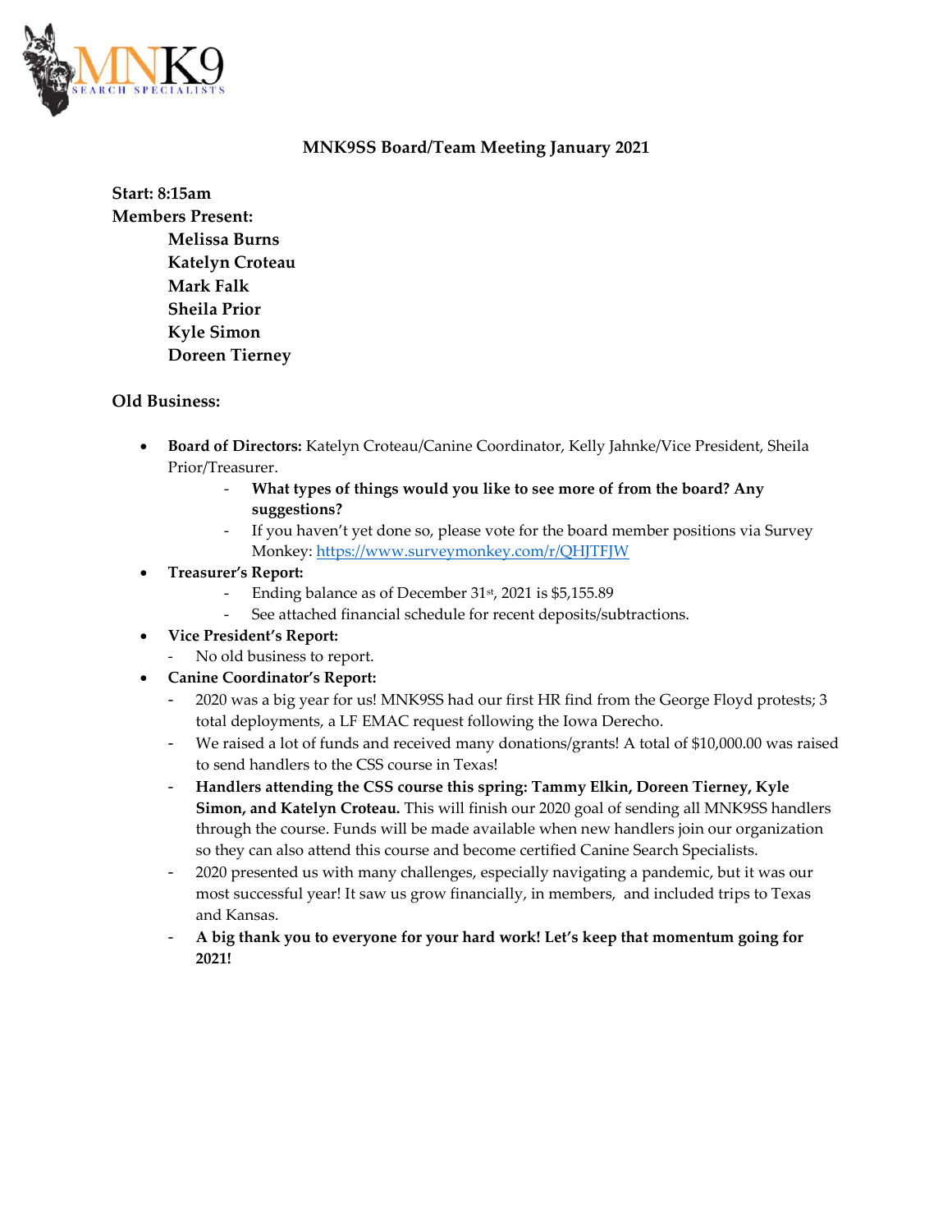# MNK9SS Board/Team Meeting January 2021

**Start: 8:15am**
**Members Present:**

- **Melissa Burns**
- **Katelyn Croteau**
- **Mark Falk**
- **Sheila Prior**
- **Kyle Simon**
- **Doreen Tierney**

## Old Business:

- **Board of Directors:** Katelyn Croteau/Canine Coordinator, Kelly Jahnke/Vice President, Sheila Prior/Treasurer.
  - **What types of things would you like to see more of from the board? Any suggestions?**
  - If you haven't yet done so, please vote for the board member positions via Survey Monkey: https://www.surveymonkey.com/r/QHJTFJW
- **Treasurer's Report:**
  - Ending balance as of December 31st, 2021 is $5,155.89
  - See attached financial schedule for recent deposits/subtractions.
- **Vice President's Report:**
  - No old business to report.
- **Canine Coordinator's Report:**
  - 2020 was a big year for us! MNK9SS had our first HR find from the George Floyd protests; 3 total deployments, a LF EMAC request following the Iowa Derecho.
  - We raised a lot of funds and received many donations/grants! A total of $10,000.00 was raised to send handlers to the CSS course in Texas!
  - **Handlers attending the CSS course this spring: Tammy Elkin, Doreen Tierney, Kyle Simon, and Katelyn Croteau.** This will finish our 2020 goal of sending all MNK9SS handlers through the course. Funds will be made available when new handlers join our organization so they can also attend this course and become certified Canine Search Specialists.
  - 2020 presented us with many challenges, especially navigating a pandemic, but it was our most successful year! It saw us grow financially, in members, and included trips to Texas and Kansas.
  - **A big thank you to everyone for your hard work! Let's keep that momentum going for 2021!**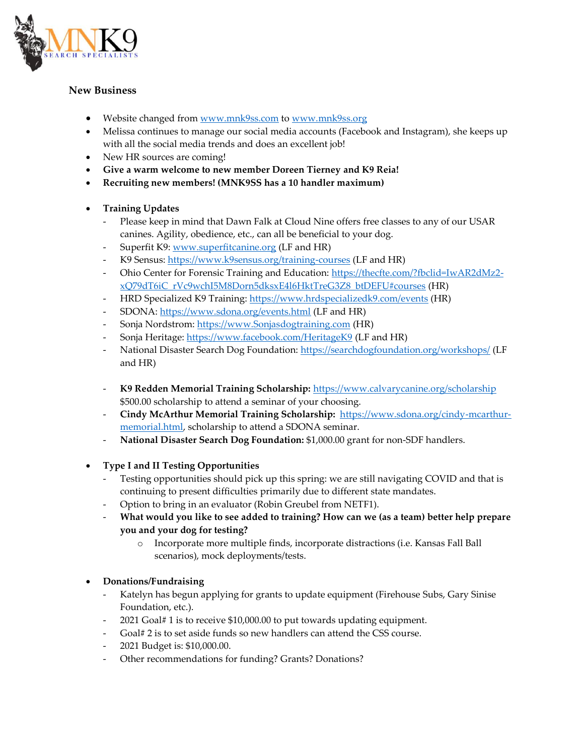## New Business

- Website changed from www.mnk9ss.com to www.mnk9ss.org
- Melissa continues to manage our social media accounts (Facebook and Instagram), she keeps up with all the social media trends and does an excellent job!
- New HR sources are coming!
- **Give a warm welcome to new member Doreen Tierney and K9 Reia!**
- **Recruiting new members! (MNK9SS has a 10 handler maximum)**

- **Training Updates**
  - Please keep in mind that Dawn Falk at Cloud Nine offers free classes to any of our USAR canines. Agility, obedience, etc., can all be beneficial to your dog.
  - Superfit K9: www.superfitcanine.org (LF and HR)
  - K9 Sensus: https://www.k9sensus.org/training-courses (LF and HR)
  - Ohio Center for Forensic Training and Education: https://thecfte.com/?fbclid=IwAR2dMz2-xQ79dT6iC_rVc9wchI5M8Dorn5dksxE4l6HktTreG3Z8_btDEFU#courses (HR)
  - HRD Specialized K9 Training: https://www.hrdspecializedk9.com/events (HR)
  - SDONA: https://www.sdona.org/events.html (LF and HR)
  - Sonja Nordstrom: https://www.Sonjasdogtraining.com (HR)
  - Sonja Heritage: https://www.facebook.com/HeritageK9 (LF and HR)
  - National Disaster Search Dog Foundation: https://searchdogfoundation.org/workshops/ (LF and HR)

  - **K9 Redden Memorial Training Scholarship:** https://www.calvarycanine.org/scholarship $500.00 scholarship to attend a seminar of your choosing.
  - **Cindy McArthur Memorial Training Scholarship:** https://www.sdona.org/cindy-mcarthur-memorial.html, scholarship to attend a SDONA seminar.
  - **National Disaster Search Dog Foundation:** $1,000.00 grant for non-SDF handlers.

- **Type I and II Testing Opportunities**
  - Testing opportunities should pick up this spring: we are still navigating COVID and that is continuing to present difficulties primarily due to different state mandates.
  - Option to bring in an evaluator (Robin Greubel from NETF1).
  - **What would you like to see added to training? How can we (as a team) better help prepare you and your dog for testing?**
    - Incorporate more multiple finds, incorporate distractions (i.e. Kansas Fall Ball scenarios), mock deployments/tests.

- **Donations/Fundraising**
  - Katelyn has begun applying for grants to update equipment (Firehouse Subs, Gary Sinise Foundation, etc.).
  - 2021 Goal# 1 is to receive $10,000.00 to put towards updating equipment.
  - Goal# 2 is to set aside funds so new handlers can attend the CSS course.
  - 2021 Budget is: $10,000.00.
  - Other recommendations for funding? Grants? Donations?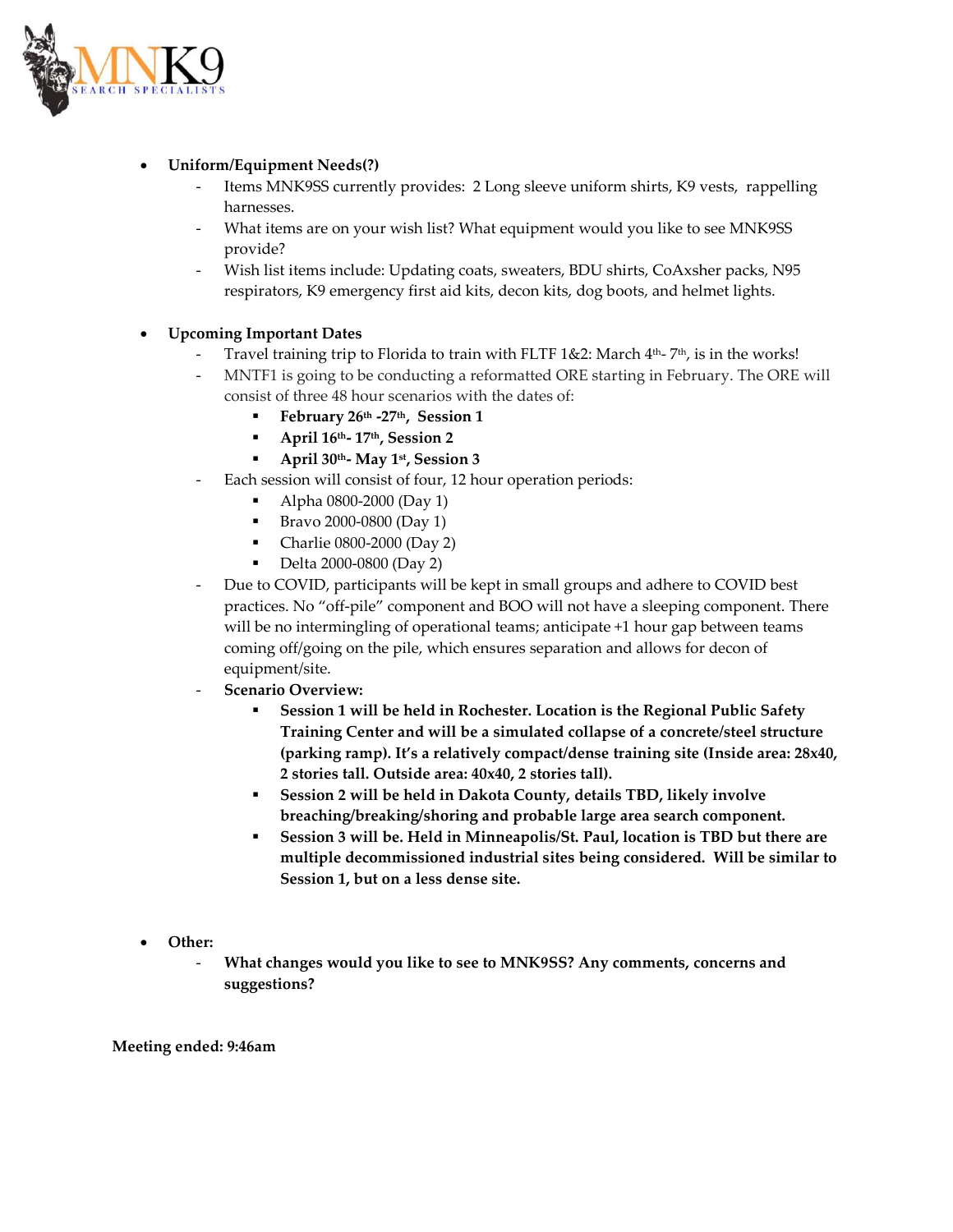- **Uniform/Equipment Needs(?)**
  - Items MNK9SS currently provides: 2 Long sleeve uniform shirts, K9 vests, rappelling harnesses.
  - What items are on your wish list? What equipment would you like to see MNK9SS provide?
  - Wish list items include: Updating coats, sweaters, BDU shirts, CoAxsher packs, N95 respirators, K9 emergency first aid kits, decon kits, dog boots, and helmet lights.

- **Upcoming Important Dates**
  - Travel training trip to Florida to train with FLTF 1&2: March 4th- 7th, is in the works!
  - MNTF1 is going to be conducting a reformatted ORE starting in February. The ORE will consist of three 48 hour scenarios with the dates of:
    - **February 26th -27th, Session 1**
    - **April 16th- 17th, Session 2**
    - **April 30th- May 1st, Session 3**
  - Each session will consist of four, 12 hour operation periods:
    - Alpha 0800-2000 (Day 1)
    - Bravo 2000-0800 (Day 1)
    - Charlie 0800-2000 (Day 2)
    - Delta 2000-0800 (Day 2)
  - Due to COVID, participants will be kept in small groups and adhere to COVID best practices. No "off-pile" component and BOO will not have a sleeping component. There will be no intermingling of operational teams; anticipate +1 hour gap between teams coming off/going on the pile, which ensures separation and allows for decon of equipment/site.
  - **Scenario Overview:**
    - **Session 1 will be held in Rochester. Location is the Regional Public Safety Training Center and will be a simulated collapse of a concrete/steel structure (parking ramp). It's a relatively compact/dense training site (Inside area: 28x40, 2 stories tall. Outside area: 40x40, 2 stories tall).**
    - **Session 2 will be held in Dakota County, details TBD, likely involve breaching/breaking/shoring and probable large area search component.**
    - **Session 3 will be. Held in Minneapolis/St. Paul, location is TBD but there are multiple decommissioned industrial sites being considered. Will be similar to Session 1, but on a less dense site.**

- **Other:**
  - **What changes would you like to see to MNK9SS? Any comments, concerns and suggestions?**

**Meeting ended: 9:46am**